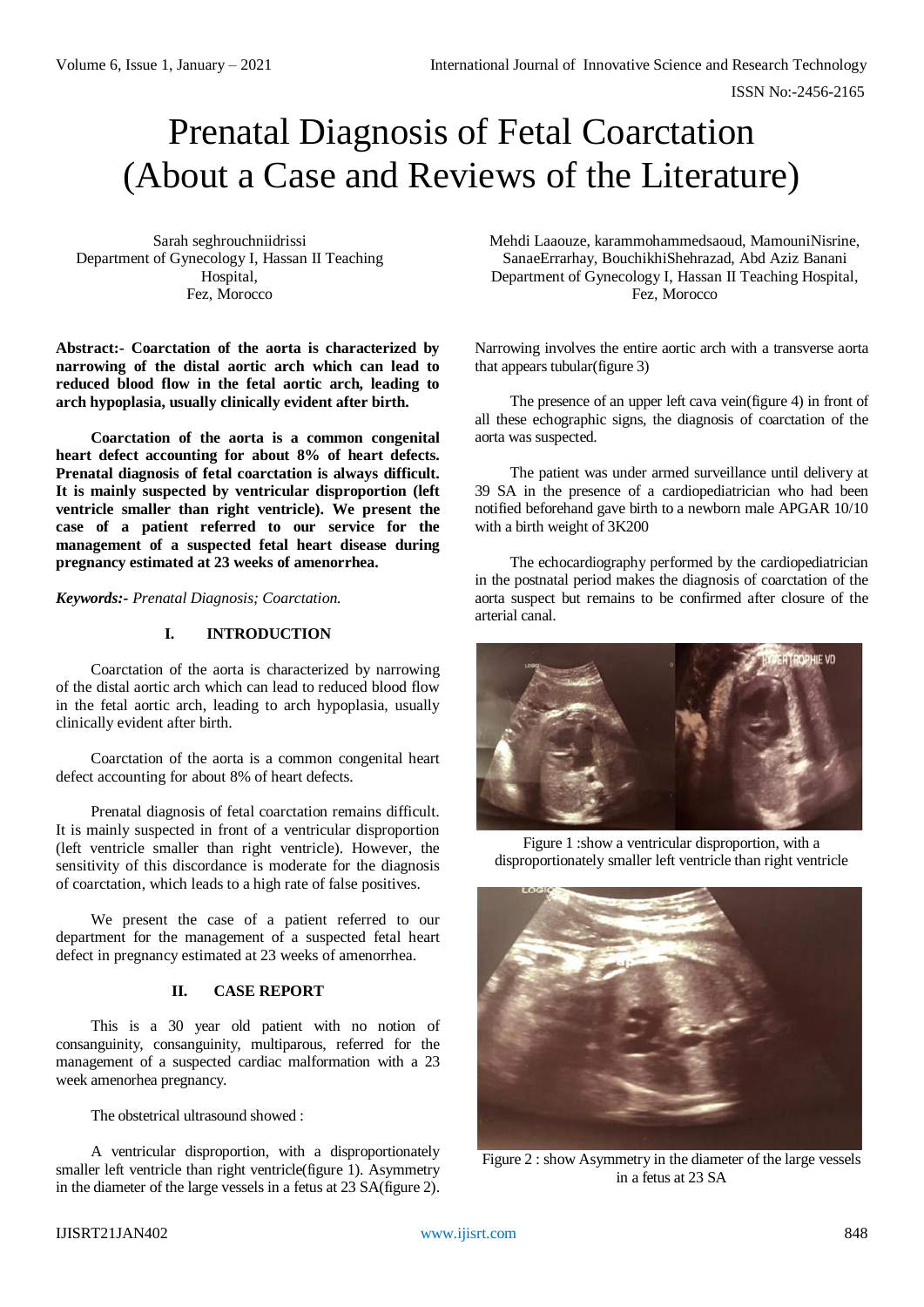# Prenatal Diagnosis of Fetal Coarctation (About a Case and Reviews of the Literature)

Sarah seghrouchniidrissi
Department of Gynecology I, Hassan II Teaching Hospital,
Fez, Morocco

Mehdi Laaouze, karammohammedsaoud, MamouniNisrine, SanaeErrarhay, BouchikhiShehrazad, Abd Aziz Banani
Department of Gynecology I, Hassan II Teaching Hospital,
Fez, Morocco

**Abstract:- Coarctation of the aorta is characterized by narrowing of the distal aortic arch which can lead to reduced blood flow in the fetal aortic arch, leading to arch hypoplasia, usually clinically evident after birth.**

**Coarctation of the aorta is a common congenital heart defect accounting for about 8% of heart defects. Prenatal diagnosis of fetal coarctation is always difficult. It is mainly suspected by ventricular disproportion (left ventricle smaller than right ventricle). We present the case of a patient referred to our service for the management of a suspected fetal heart disease during pregnancy estimated at 23 weeks of amenorrhea.**

***Keywords:-*** *Prenatal Diagnosis; Coarctation.*

## I. INTRODUCTION

Coarctation of the aorta is characterized by narrowing of the distal aortic arch which can lead to reduced blood flow in the fetal aortic arch, leading to arch hypoplasia, usually clinically evident after birth.

Coarctation of the aorta is a common congenital heart defect accounting for about 8% of heart defects.

Prenatal diagnosis of fetal coarctation remains difficult. It is mainly suspected in front of a ventricular disproportion (left ventricle smaller than right ventricle). However, the sensitivity of this discordance is moderate for the diagnosis of coarctation, which leads to a high rate of false positives.

We present the case of a patient referred to our department for the management of a suspected fetal heart defect in pregnancy estimated at 23 weeks of amenorrhea.

## II. CASE REPORT

This is a 30 year old patient with no notion of consanguinity, consanguinity, multiparous, referred for the management of a suspected cardiac malformation with a 23 week amenorhea pregnancy.

The obstetrical ultrasound showed :

A ventricular disproportion, with a disproportionately smaller left ventricle than right ventricle(figure 1). Asymmetry in the diameter of the large vessels in a fetus at 23 SA(figure 2). Narrowing involves the entire aortic arch with a transverse aorta that appears tubular(figure 3)

The presence of an upper left cava vein(figure 4) in front of all these echographic signs, the diagnosis of coarctation of the aorta was suspected.

The patient was under armed surveillance until delivery at 39 SA in the presence of a cardiopediatrician who had been notified beforehand gave birth to a newborn male APGAR 10/10 with a birth weight of 3K200

The echocardiography performed by the cardiopediatrician in the postnatal period makes the diagnosis of coarctation of the aorta suspect but remains to be confirmed after closure of the arterial canal.

Figure 1 :show a ventricular disproportion, with a disproportionately smaller left ventricle than right ventricle

Figure 2 : show Asymmetry in the diameter of the large vessels in a fetus at 23 SA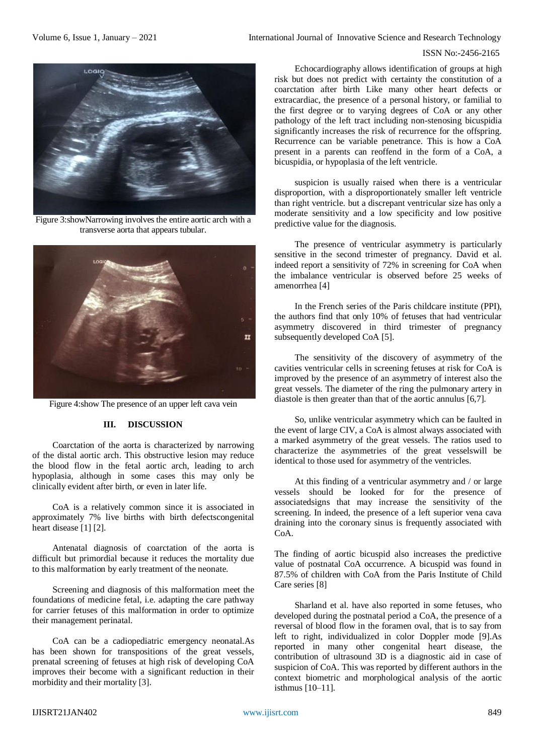Figure 3:showNarrowing involves the entire aortic arch with a transverse aorta that appears tubular.

Figure 4:show The presence of an upper left cava vein

## III. DISCUSSION

Coarctation of the aorta is characterized by narrowing of the distal aortic arch. This obstructive lesion may reduce the blood flow in the fetal aortic arch, leading to arch hypoplasia, although in some cases this may only be clinically evident after birth, or even in later life.

CoA is a relatively common since it is associated in approximately 7% live births with birth defectscongenital heart disease [1] [2].

Antenatal diagnosis of coarctation of the aorta is difficult but primordial because it reduces the mortality due to this malformation by early treatment of the neonate.

Screening and diagnosis of this malformation meet the foundations of medicine fetal, i.e. adapting the care pathway for carrier fetuses of this malformation in order to optimize their management perinatal.

CoA can be a cadiopediatric emergency neonatal.As has been shown for transpositions of the great vessels, prenatal screening of fetuses at high risk of developing CoA improves their become with a significant reduction in their morbidity and their mortality [3].

Echocardiography allows identification of groups at high risk but does not predict with certainty the constitution of a coarctation after birth Like many other heart defects or extracardiac, the presence of a personal history, or familial to the first degree or to varying degrees of CoA or any other pathology of the left tract including non-stenosing bicuspidia significantly increases the risk of recurrence for the offspring. Recurrence can be variable penetrance. This is how a CoA present in a parents can reoffend in the form of a CoA, a bicuspidia, or hypoplasia of the left ventricle.

suspicion is usually raised when there is a ventricular disproportion, with a disproportionately smaller left ventricle than right ventricle. but a discrepant ventricular size has only a moderate sensitivity and a low specificity and low positive predictive value for the diagnosis.

The presence of ventricular asymmetry is particularly sensitive in the second trimester of pregnancy. David et al. indeed report a sensitivity of 72% in screening for CoA when the imbalance ventricular is observed before 25 weeks of amenorrhea [4]

In the French series of the Paris childcare institute (PPI), the authors find that only 10% of fetuses that had ventricular asymmetry discovered in third trimester of pregnancy subsequently developed CoA [5].

The sensitivity of the discovery of asymmetry of the cavities ventricular cells in screening fetuses at risk for CoA is improved by the presence of an asymmetry of interest also the great vessels. The diameter of the ring the pulmonary artery in diastole is then greater than that of the aortic annulus [6,7].

So, unlike ventricular asymmetry which can be faulted in the event of large CIV, a CoA is almost always associated with a marked asymmetry of the great vessels. The ratios used to characterize the asymmetries of the great vesselswill be identical to those used for asymmetry of the ventricles.

At this finding of a ventricular asymmetry and / or large vessels should be looked for for the presence of associatedsigns that may increase the sensitivity of the screening. In indeed, the presence of a left superior vena cava draining into the coronary sinus is frequently associated with CoA.

The finding of aortic bicuspid also increases the predictive value of postnatal CoA occurrence. A bicuspid was found in 87.5% of children with CoA from the Paris Institute of Child Care series [8]

Sharland et al. have also reported in some fetuses, who developed during the postnatal period a CoA, the presence of a reversal of blood flow in the foramen oval, that is to say from left to right, individualized in color Doppler mode [9].As reported in many other congenital heart disease, the contribution of ultrasound 3D is a diagnostic aid in case of suspicion of CoA. This was reported by different authors in the context biometric and morphological analysis of the aortic isthmus [10–11].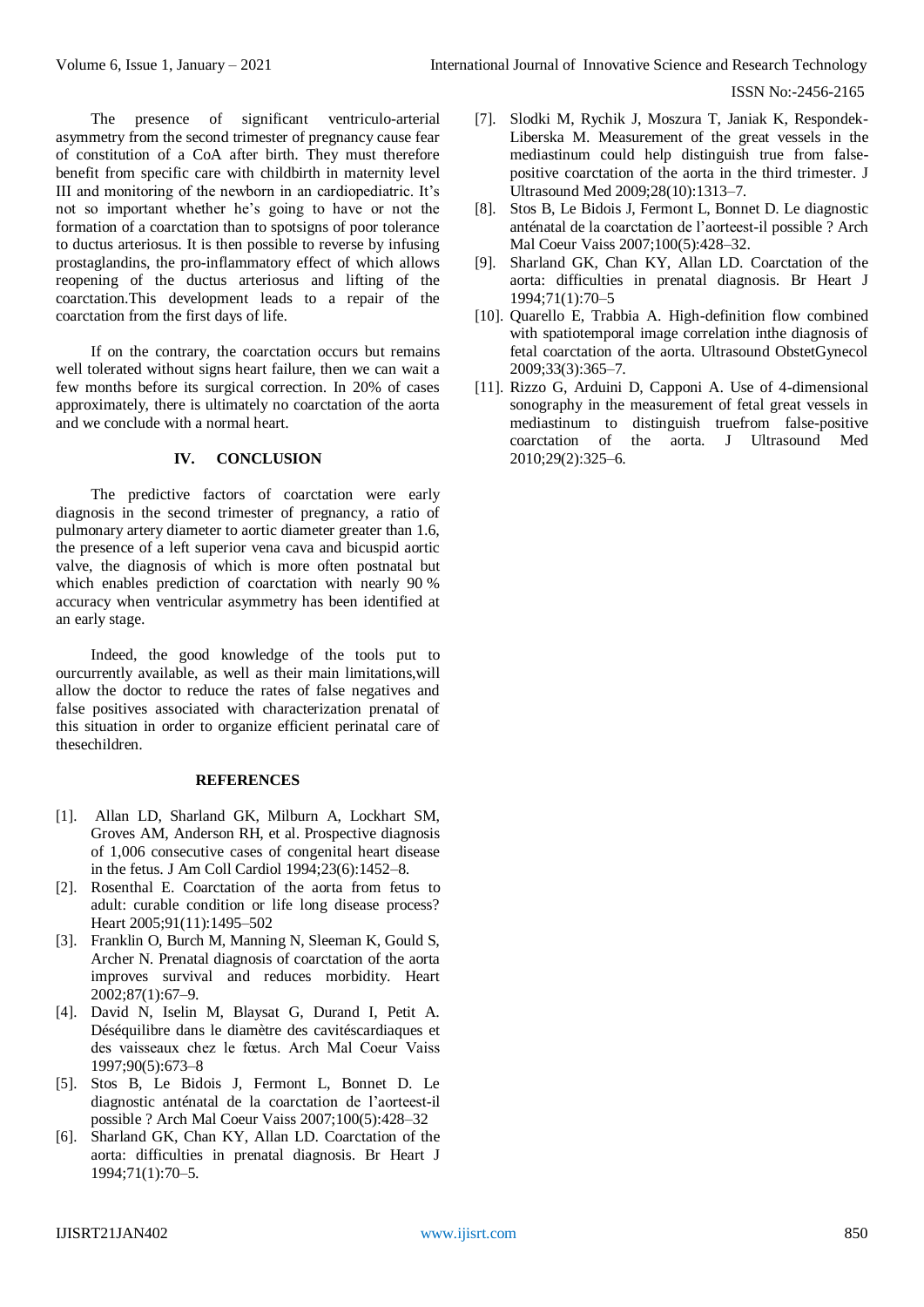The presence of significant ventriculo-arterial asymmetry from the second trimester of pregnancy cause fear of constitution of a CoA after birth. They must therefore benefit from specific care with childbirth in maternity level III and monitoring of the newborn in an cardiopediatric. It's not so important whether he's going to have or not the formation of a coarctation than to spotsigns of poor tolerance to ductus arteriosus. It is then possible to reverse by infusing prostaglandins, the pro-inflammatory effect of which allows reopening of the ductus arteriosus and lifting of the coarctation.This development leads to a repair of the coarctation from the first days of life.

If on the contrary, the coarctation occurs but remains well tolerated without signs heart failure, then we can wait a few months before its surgical correction. In 20% of cases approximately, there is ultimately no coarctation of the aorta and we conclude with a normal heart.

## IV. CONCLUSION

The predictive factors of coarctation were early diagnosis in the second trimester of pregnancy, a ratio of pulmonary artery diameter to aortic diameter greater than 1.6, the presence of a left superior vena cava and bicuspid aortic valve, the diagnosis of which is more often postnatal but which enables prediction of coarctation with nearly 90 % accuracy when ventricular asymmetry has been identified at an early stage.

Indeed, the good knowledge of the tools put to ourcurrently available, as well as their main limitations,will allow the doctor to reduce the rates of false negatives and false positives associated with characterization prenatal of this situation in order to organize efficient perinatal care of thesechildren.

## REFERENCES

- [1]. Allan LD, Sharland GK, Milburn A, Lockhart SM, Groves AM, Anderson RH, et al. Prospective diagnosis of 1,006 consecutive cases of congenital heart disease in the fetus. J Am Coll Cardiol 1994;23(6):1452–8.
- [2]. Rosenthal E. Coarctation of the aorta from fetus to adult: curable condition or life long disease process? Heart 2005;91(11):1495–502
- [3]. Franklin O, Burch M, Manning N, Sleeman K, Gould S, Archer N. Prenatal diagnosis of coarctation of the aorta improves survival and reduces morbidity. Heart 2002;87(1):67–9.
- [4]. David N, Iselin M, Blaysat G, Durand I, Petit A. Déséquilibre dans le diamètre des cavitéscardiaques et des vaisseaux chez le fœtus. Arch Mal Coeur Vaiss 1997;90(5):673–8
- [5]. Stos B, Le Bidois J, Fermont L, Bonnet D. Le diagnostic anténatal de la coarctation de l'aorteest-il possible ? Arch Mal Coeur Vaiss 2007;100(5):428–32
- [6]. Sharland GK, Chan KY, Allan LD. Coarctation of the aorta: difficulties in prenatal diagnosis. Br Heart J 1994;71(1):70–5.
- [7]. Slodki M, Rychik J, Moszura T, Janiak K, Respondek-Liberska M. Measurement of the great vessels in the mediastinum could help distinguish true from false-positive coarctation of the aorta in the third trimester. J Ultrasound Med 2009;28(10):1313–7.
- [8]. Stos B, Le Bidois J, Fermont L, Bonnet D. Le diagnostic anténatal de la coarctation de l'aorteest-il possible ? Arch Mal Coeur Vaiss 2007;100(5):428–32.
- [9]. Sharland GK, Chan KY, Allan LD. Coarctation of the aorta: difficulties in prenatal diagnosis. Br Heart J 1994;71(1):70–5
- [10]. Quarello E, Trabbia A. High-definition flow combined with spatiotemporal image correlation inthe diagnosis of fetal coarctation of the aorta. Ultrasound ObstetGynecol 2009;33(3):365–7.
- [11]. Rizzo G, Arduini D, Capponi A. Use of 4-dimensional sonography in the measurement of fetal great vessels in mediastinum to distinguish truefrom false-positive coarctation of the aorta. J Ultrasound Med 2010;29(2):325–6.